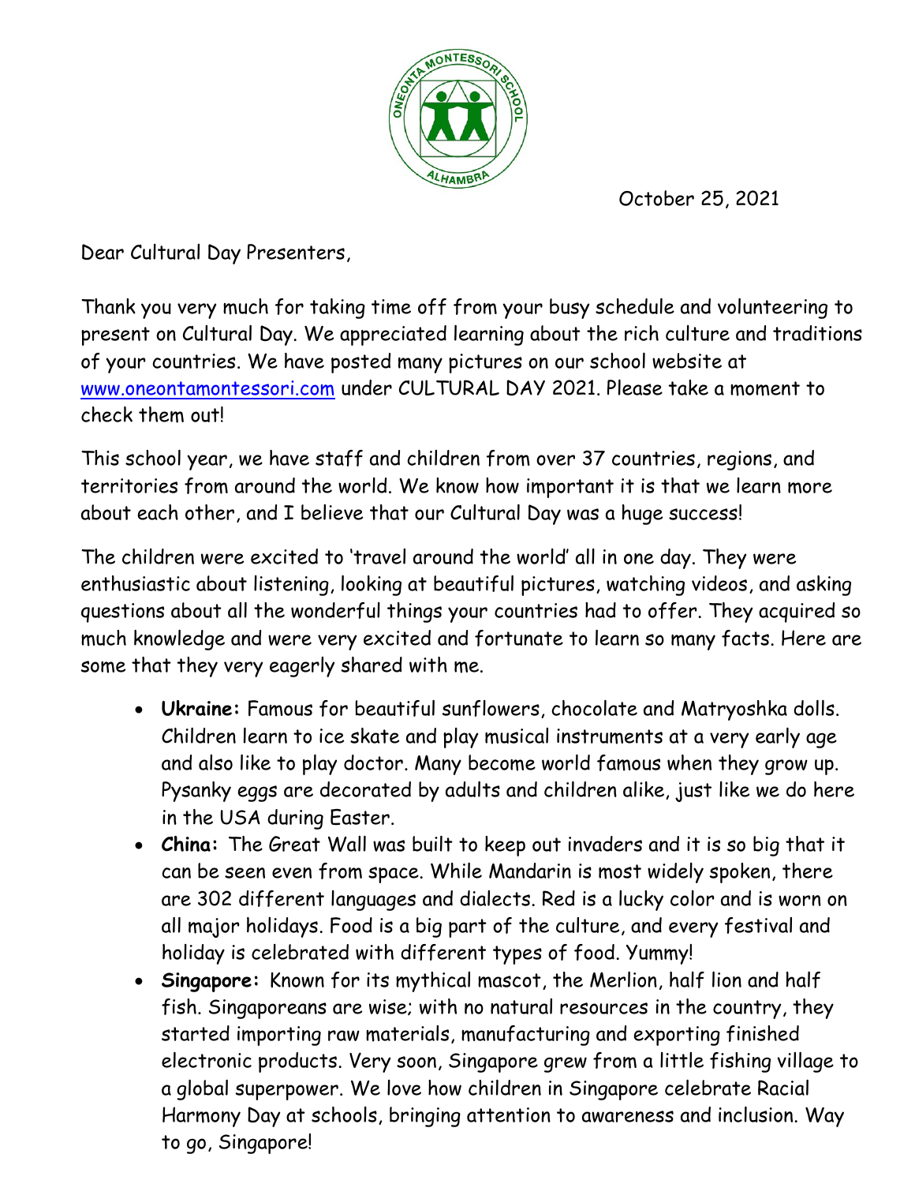October 25, 2021

Dear Cultural Day Presenters,

Thank you very much for taking time off from your busy schedule and volunteering to present on Cultural Day. We appreciated learning about the rich culture and traditions of your countries. We have posted many pictures on our school website at [www.oneontamontessori.com](http://www.oneontamontessori.com) under CULTURAL DAY 2021. Please take a moment to check them out!

This school year, we have staff and children from over 37 countries, regions, and territories from around the world. We know how important it is that we learn more about each other, and I believe that our Cultural Day was a huge success!

The children were excited to 'travel around the world' all in one day. They were enthusiastic about listening, looking at beautiful pictures, watching videos, and asking questions about all the wonderful things your countries had to offer. They acquired so much knowledge and were very excited and fortunate to learn so many facts. Here are some that they very eagerly shared with me.

- **Ukraine:** Famous for beautiful sunflowers, chocolate and Matryoshka dolls. Children learn to ice skate and play musical instruments at a very early age and also like to play doctor. Many become world famous when they grow up. Pysanky eggs are decorated by adults and children alike, just like we do here in the USA during Easter.
- **China:** The Great Wall was built to keep out invaders and it is so big that it can be seen even from space. While Mandarin is most widely spoken, there are 302 different languages and dialects. Red is a lucky color and is worn on all major holidays. Food is a big part of the culture, and every festival and holiday is celebrated with different types of food. Yummy!
- **Singapore:** Known for its mythical mascot, the Merlion, half lion and half fish. Singaporeans are wise; with no natural resources in the country, they started importing raw materials, manufacturing and exporting finished electronic products. Very soon, Singapore grew from a little fishing village to a global superpower. We love how children in Singapore celebrate Racial Harmony Day at schools, bringing attention to awareness and inclusion. Way to go, Singapore!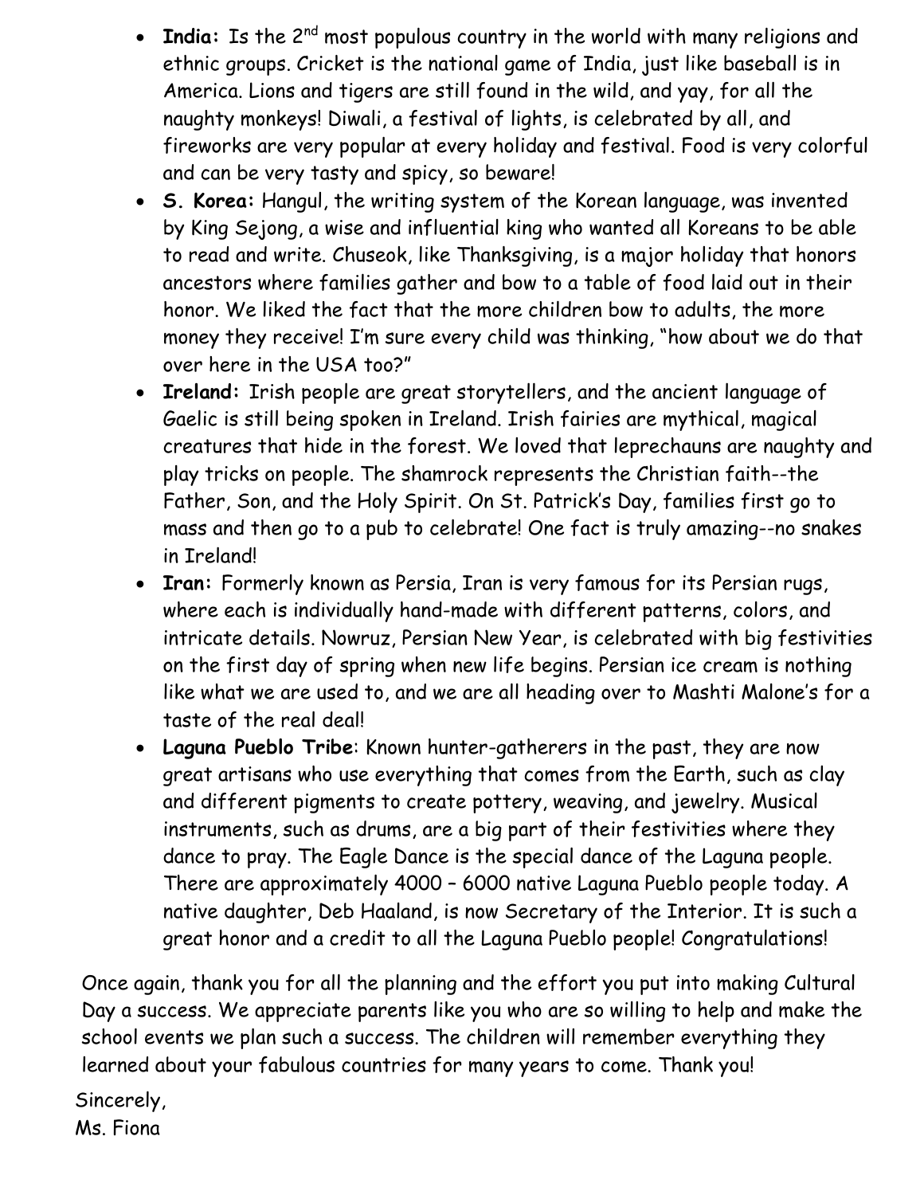- **India:** Is the 2nd most populous country in the world with many religions and ethnic groups. Cricket is the national game of India, just like baseball is in America. Lions and tigers are still found in the wild, and yay, for all the naughty monkeys! Diwali, a festival of lights, is celebrated by all, and fireworks are very popular at every holiday and festival. Food is very colorful and can be very tasty and spicy, so beware!
- **S. Korea:** Hangul, the writing system of the Korean language, was invented by King Sejong, a wise and influential king who wanted all Koreans to be able to read and write. Chuseok, like Thanksgiving, is a major holiday that honors ancestors where families gather and bow to a table of food laid out in their honor. We liked the fact that the more children bow to adults, the more money they receive! I'm sure every child was thinking, "how about we do that over here in the USA too?"
- **Ireland:** Irish people are great storytellers, and the ancient language of Gaelic is still being spoken in Ireland. Irish fairies are mythical, magical creatures that hide in the forest. We loved that leprechauns are naughty and play tricks on people. The shamrock represents the Christian faith--the Father, Son, and the Holy Spirit. On St. Patrick's Day, families first go to mass and then go to a pub to celebrate! One fact is truly amazing--no snakes in Ireland!
- **Iran:** Formerly known as Persia, Iran is very famous for its Persian rugs, where each is individually hand-made with different patterns, colors, and intricate details. Nowruz, Persian New Year, is celebrated with big festivities on the first day of spring when new life begins. Persian ice cream is nothing like what we are used to, and we are all heading over to Mashti Malone's for a taste of the real deal!
- **Laguna Pueblo Tribe**: Known hunter-gatherers in the past, they are now great artisans who use everything that comes from the Earth, such as clay and different pigments to create pottery, weaving, and jewelry. Musical instruments, such as drums, are a big part of their festivities where they dance to pray. The Eagle Dance is the special dance of the Laguna people. There are approximately 4000 – 6000 native Laguna Pueblo people today. A native daughter, Deb Haaland, is now Secretary of the Interior. It is such a great honor and a credit to all the Laguna Pueblo people! Congratulations!

Once again, thank you for all the planning and the effort you put into making Cultural Day a success. We appreciate parents like you who are so willing to help and make the school events we plan such a success. The children will remember everything they learned about your fabulous countries for many years to come. Thank you!

Sincerely,
Ms. Fiona